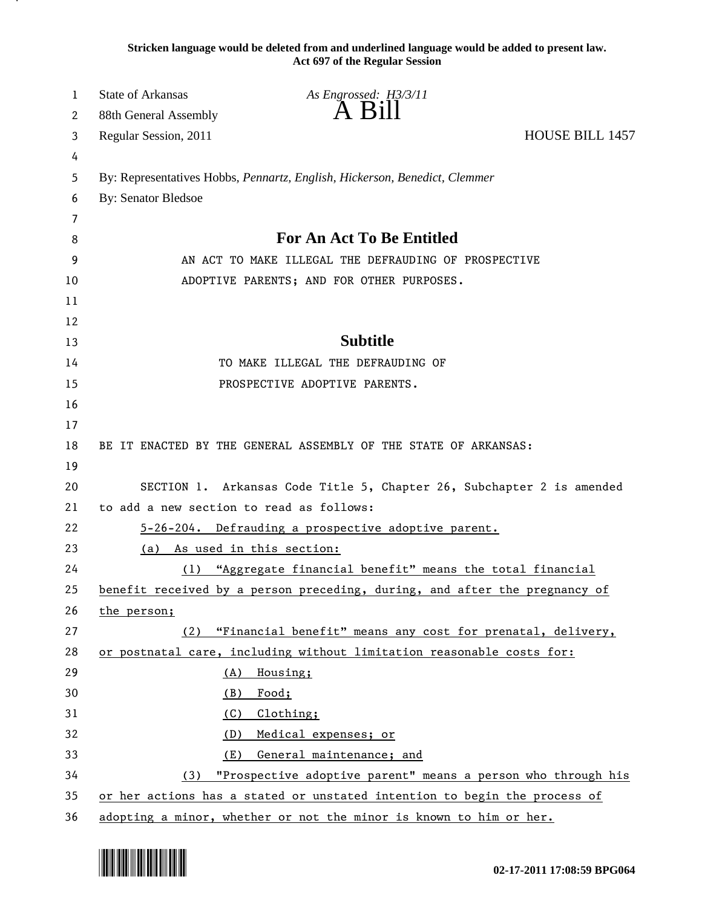**Stricken language would be deleted from and underlined language would be added to present law.**
**Act 697 of the Regular Session**

State of Arkansas *As Engrossed: H3/3/11*
88th General Assembly
# A Bill
Regular Session, 2011 HOUSE BILL 1457

By: Representatives Hobbs, *Pennartz, English, Hickerson, Benedict, Clemmer*
By: Senator Bledsoe

## For An Act To Be Entitled

AN ACT TO MAKE ILLEGAL THE DEFRAUDING OF PROSPECTIVE ADOPTIVE PARENTS; AND FOR OTHER PURPOSES.

## Subtitle

TO MAKE ILLEGAL THE DEFRAUDING OF PROSPECTIVE ADOPTIVE PARENTS.

BE IT ENACTED BY THE GENERAL ASSEMBLY OF THE STATE OF ARKANSAS:

SECTION 1. Arkansas Code Title 5, Chapter 26, Subchapter 2 is amended to add a new section to read as follows:

<u>5-26-204. Defrauding a prospective adoptive parent.</u>

<u>(a) As used in this section:</u>

<u>(1) "Aggregate financial benefit" means the total financial benefit received by a person preceding, during, and after the pregnancy of the person;</u>

<u>(2) "Financial benefit" means any cost for prenatal, delivery, or postnatal care, including without limitation reasonable costs for:</u>

<u>(A) Housing;</u>

<u>(B) Food;</u>

<u>(C) Clothing;</u>

<u>(D) Medical expenses; or</u>

<u>(E) General maintenance; and</u>

<u>(3) "Prospective adoptive parent" means a person who through his or her actions has a stated or unstated intention to begin the process of adopting a minor, whether or not the minor is known to him or her.</u>

02-17-2011 17:08:59 BPG064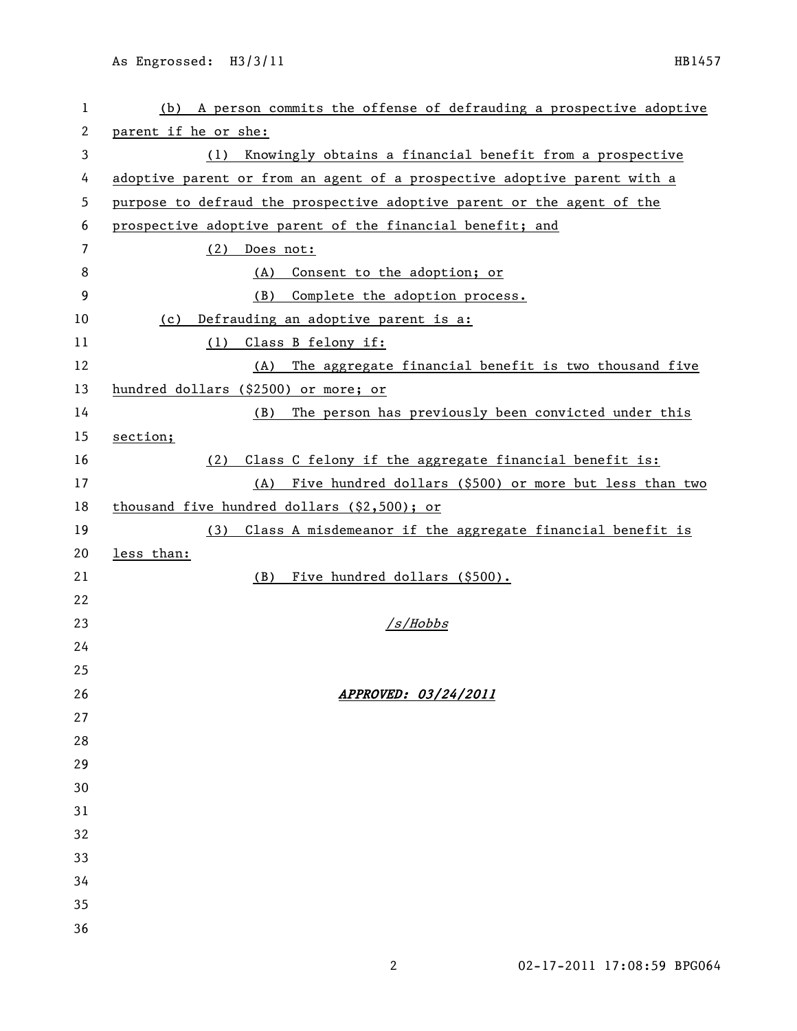(b) A person commits the offense of defrauding a prospective adoptive parent if he or she:

(1) Knowingly obtains a financial benefit from a prospective adoptive parent or from an agent of a prospective adoptive parent with a purpose to defraud the prospective adoptive parent or the agent of the prospective adoptive parent of the financial benefit; and

(2) Does not:

(A) Consent to the adoption; or

(B) Complete the adoption process.

(c) Defrauding an adoptive parent is a:

(1) Class B felony if:

(A) The aggregate financial benefit is two thousand five hundred dollars ($2500) or more; or

(B) The person has previously been convicted under this section;

(2) Class C felony if the aggregate financial benefit is:

(A) Five hundred dollars ($500) or more but less than two thousand five hundred dollars ($2,500); or

(3) Class A misdemeanor if the aggregate financial benefit is less than:

(B) Five hundred dollars ($500).

*/s/Hobbs*

***APPROVED: 03/24/2011***